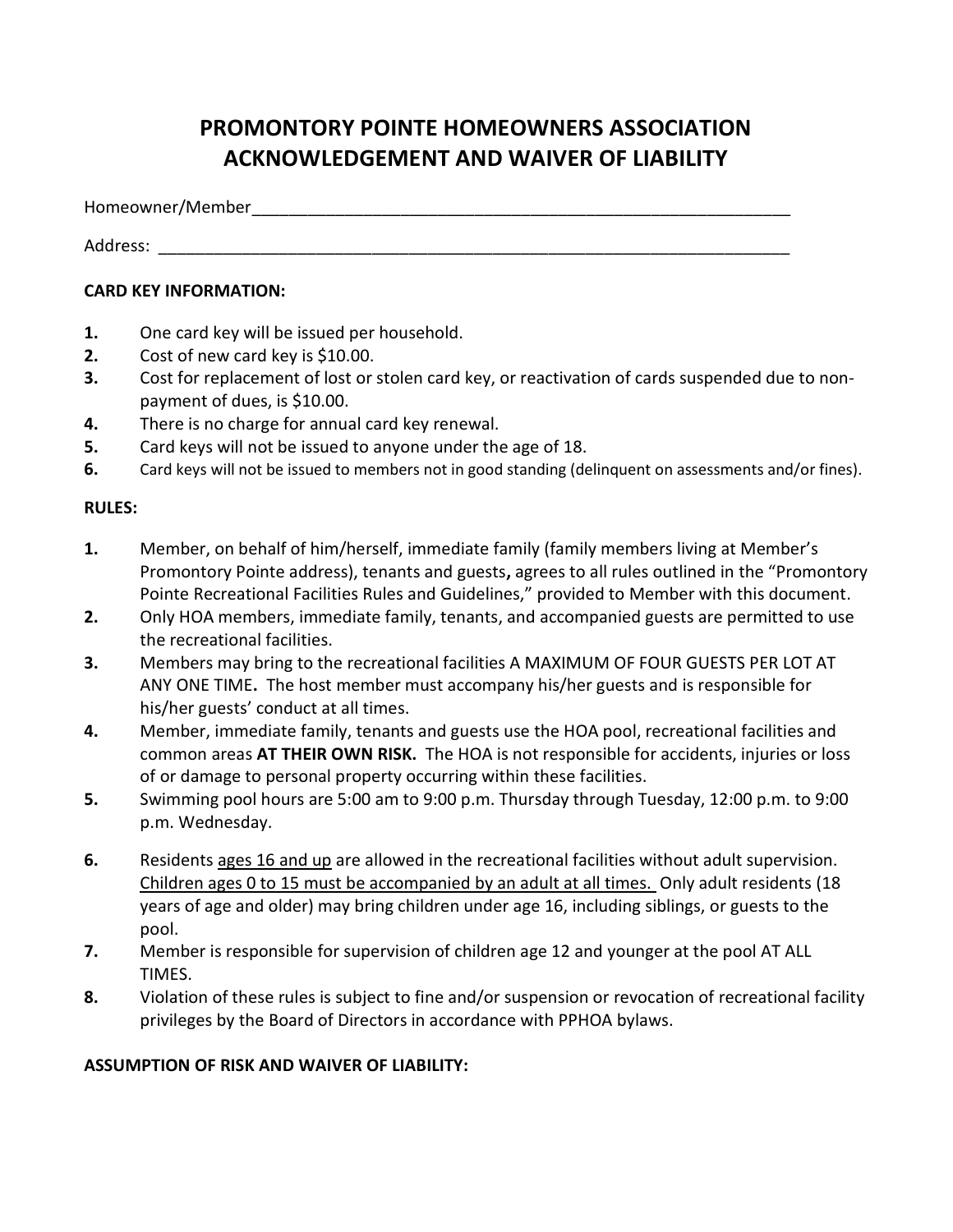# PROMONTORY POINTE HOMEOWNERS ASSOCIATION ACKNOWLEDGEMENT AND WAIVER OF LIABILITY

Homeowner/Member_____________________________________________________________

Address: ______________________________________________________________________

**CARD KEY INFORMATION:**

1. One card key will be issued per household.
2. Cost of new card key is $10.00.
3. Cost for replacement of lost or stolen card key, or reactivation of cards suspended due to non-payment of dues, is $10.00.
4. There is no charge for annual card key renewal.
5. Card keys will not be issued to anyone under the age of 18.
6. Card keys will not be issued to members not in good standing (delinquent on assessments and/or fines).

**RULES:**

1. Member, on behalf of him/herself, immediate family (family members living at Member's Promontory Pointe address), tenants and guests**,** agrees to all rules outlined in the "Promontory Pointe Recreational Facilities Rules and Guidelines," provided to Member with this document.
2. Only HOA members, immediate family, tenants, and accompanied guests are permitted to use the recreational facilities.
3. Members may bring to the recreational facilities A MAXIMUM OF FOUR GUESTS PER LOT AT ANY ONE TIME**.** The host member must accompany his/her guests and is responsible for his/her guests' conduct at all times.
4. Member, immediate family, tenants and guests use the HOA pool, recreational facilities and common areas **AT THEIR OWN RISK.** The HOA is not responsible for accidents, injuries or loss of or damage to personal property occurring within these facilities.
5. Swimming pool hours are 5:00 am to 9:00 p.m. Thursday through Tuesday, 12:00 p.m. to 9:00 p.m. Wednesday.
6. Residents ages 16 and up are allowed in the recreational facilities without adult supervision. Children ages 0 to 15 must be accompanied by an adult at all times. Only adult residents (18 years of age and older) may bring children under age 16, including siblings, or guests to the pool.
7. Member is responsible for supervision of children age 12 and younger at the pool AT ALL TIMES.
8. Violation of these rules is subject to fine and/or suspension or revocation of recreational facility privileges by the Board of Directors in accordance with PPHOA bylaws.

**ASSUMPTION OF RISK AND WAIVER OF LIABILITY:**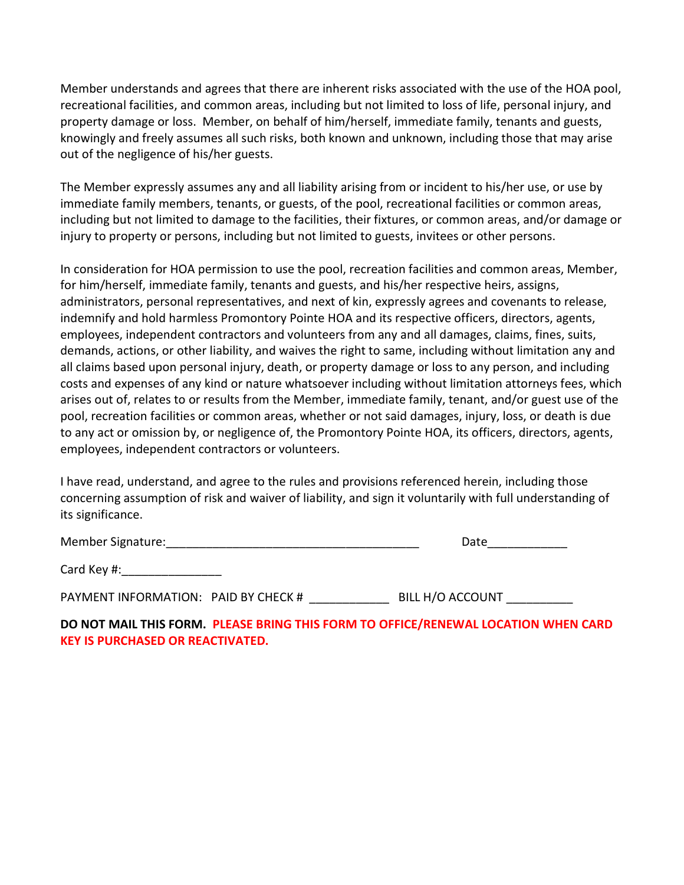Member understands and agrees that there are inherent risks associated with the use of the HOA pool, recreational facilities, and common areas, including but not limited to loss of life, personal injury, and property damage or loss. Member, on behalf of him/herself, immediate family, tenants and guests, knowingly and freely assumes all such risks, both known and unknown, including those that may arise out of the negligence of his/her guests.

The Member expressly assumes any and all liability arising from or incident to his/her use, or use by immediate family members, tenants, or guests, of the pool, recreational facilities or common areas, including but not limited to damage to the facilities, their fixtures, or common areas, and/or damage or injury to property or persons, including but not limited to guests, invitees or other persons.

In consideration for HOA permission to use the pool, recreation facilities and common areas, Member, for him/herself, immediate family, tenants and guests, and his/her respective heirs, assigns, administrators, personal representatives, and next of kin, expressly agrees and covenants to release, indemnify and hold harmless Promontory Pointe HOA and its respective officers, directors, agents, employees, independent contractors and volunteers from any and all damages, claims, fines, suits, demands, actions, or other liability, and waives the right to same, including without limitation any and all claims based upon personal injury, death, or property damage or loss to any person, and including costs and expenses of any kind or nature whatsoever including without limitation attorneys fees, which arises out of, relates to or results from the Member, immediate family, tenant, and/or guest use of the pool, recreation facilities or common areas, whether or not said damages, injury, loss, or death is due to any act or omission by, or negligence of, the Promontory Pointe HOA, its officers, directors, agents, employees, independent contractors or volunteers.

I have read, understand, and agree to the rules and provisions referenced herein, including those concerning assumption of risk and waiver of liability, and sign it voluntarily with full understanding of its significance.

Member Signature:_______________________________________ Date____________

Card Key #:_______________

PAYMENT INFORMATION: PAID BY CHECK # ____________ BILL H/O ACCOUNT __________

**DO NOT MAIL THIS FORM. PLEASE BRING THIS FORM TO OFFICE/RENEWAL LOCATION WHEN CARD KEY IS PURCHASED OR REACTIVATED.**